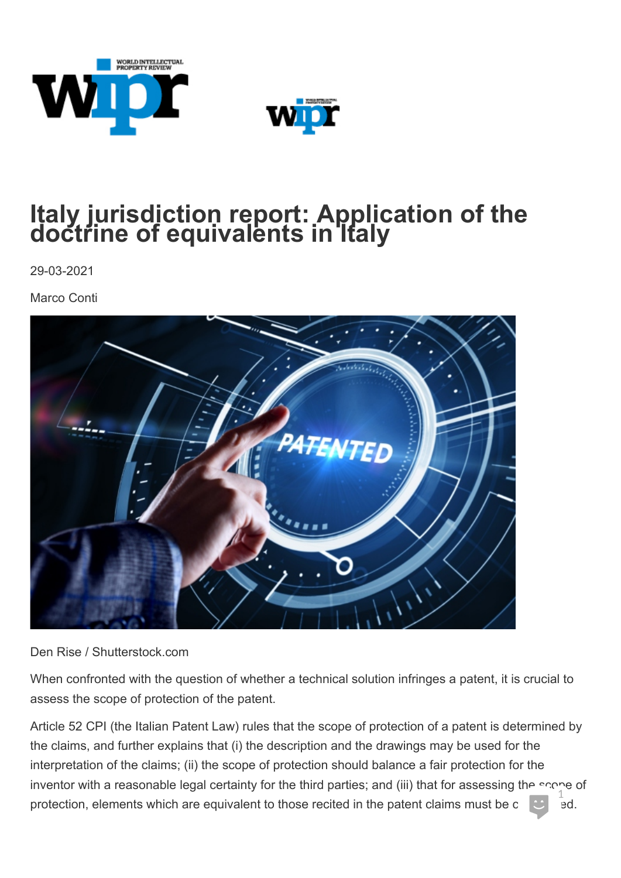# Italy jurisdiction report: Application of the doctrine of equivalents in Italy

29-03-2021

Marco Conti

Den Rise / Shutterstock.com

When confronted with the question of whether a technical solution infringes a patent, it is crucial to assess the scope of protection of the patent.

Article 52 CPI (the Italian Patent Law) rules that the scope of protection of a patent is determined by the claims, and further explains that (i) the description and the drawings may be used for the interpretation of the claims; (ii) the scope of protection should balance a fair protection for the inventor with a reasonable legal certainty for the third parties; and (iii) that for assessing the scope of protection, elements which are equivalent to those recited in the patent claims must be considered.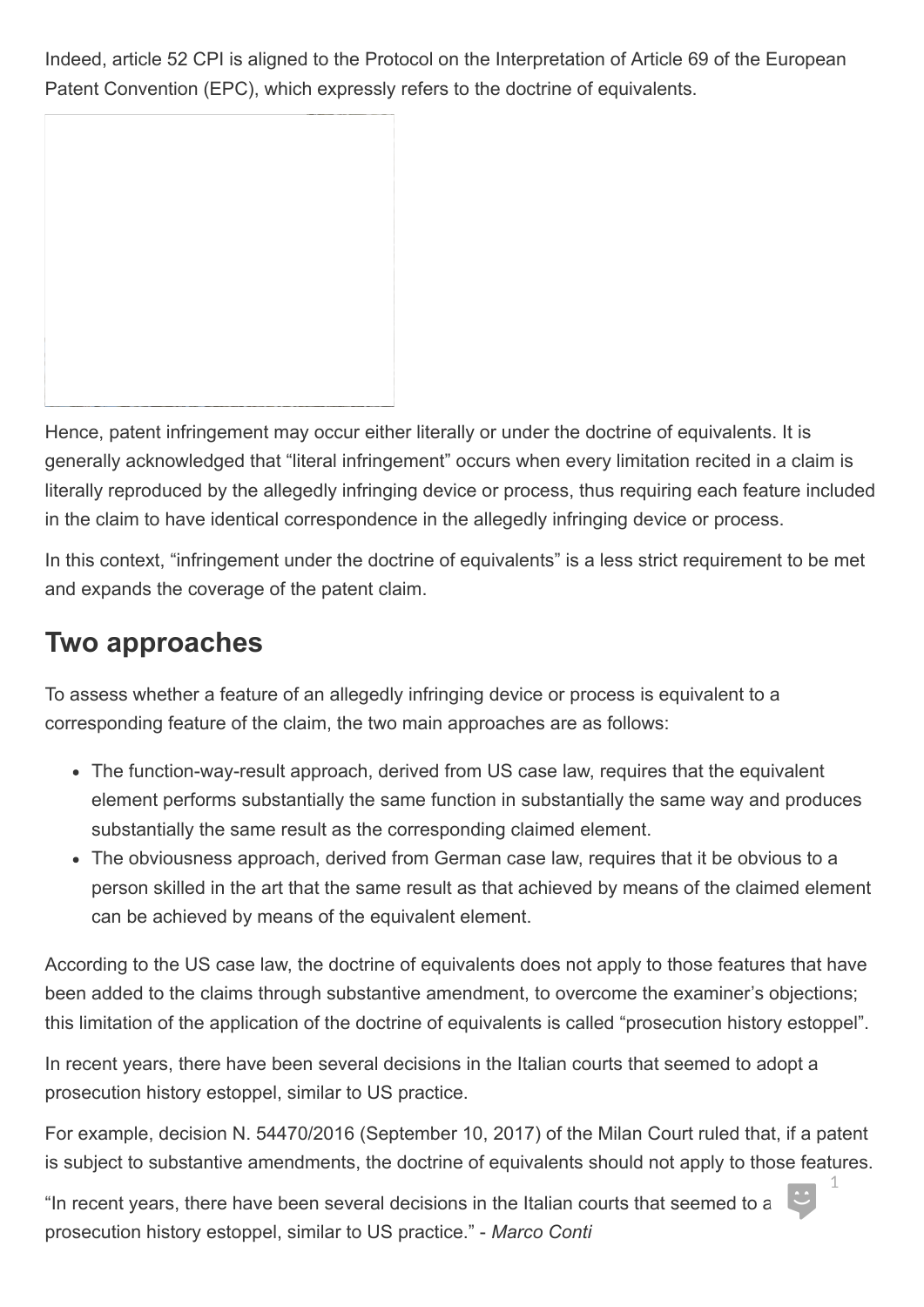Indeed, article 52 CPI is aligned to the Protocol on the Interpretation of Article 69 of the European Patent Convention (EPC), which expressly refers to the doctrine of equivalents.

Hence, patent infringement may occur either literally or under the doctrine of equivalents. It is generally acknowledged that "literal infringement" occurs when every limitation recited in a claim is literally reproduced by the allegedly infringing device or process, thus requiring each feature included in the claim to have identical correspondence in the allegedly infringing device or process.

In this context, "infringement under the doctrine of equivalents" is a less strict requirement to be met and expands the coverage of the patent claim.

## Two approaches

To assess whether a feature of an allegedly infringing device or process is equivalent to a corresponding feature of the claim, the two main approaches are as follows:

- The function-way-result approach, derived from US case law, requires that the equivalent element performs substantially the same function in substantially the same way and produces substantially the same result as the corresponding claimed element.
- The obviousness approach, derived from German case law, requires that it be obvious to a person skilled in the art that the same result as that achieved by means of the claimed element can be achieved by means of the equivalent element.

According to the US case law, the doctrine of equivalents does not apply to those features that have been added to the claims through substantive amendment, to overcome the examiner's objections; this limitation of the application of the doctrine of equivalents is called "prosecution history estoppel".

In recent years, there have been several decisions in the Italian courts that seemed to adopt a prosecution history estoppel, similar to US practice.

For example, decision N. 54470/2016 (September 10, 2017) of the Milan Court ruled that, if a patent is subject to substantive amendments, the doctrine of equivalents should not apply to those features.

"In recent years, there have been several decisions in the Italian courts that seemed to a prosecution history estoppel, similar to US practice." - *Marco Conti*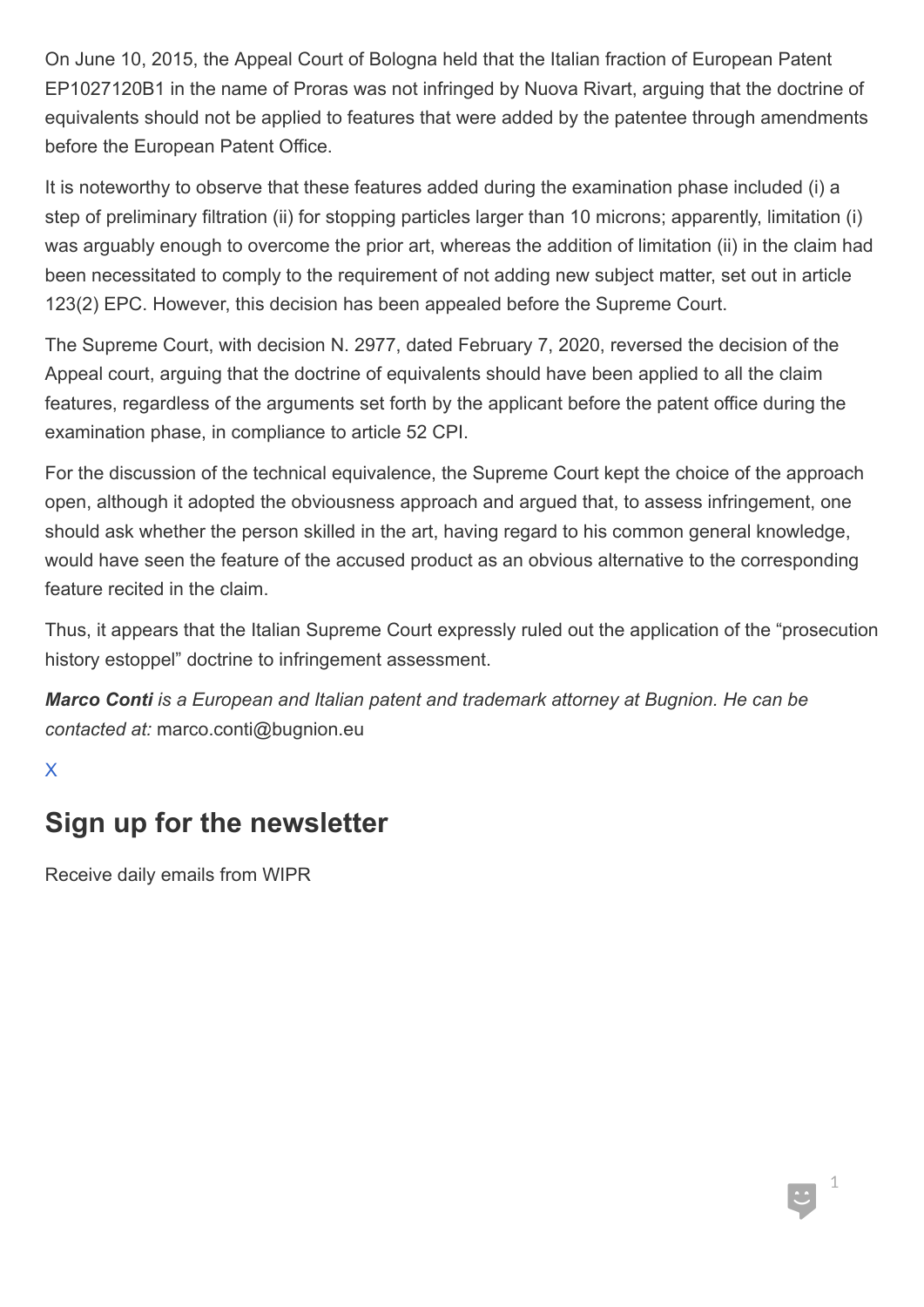On June 10, 2015, the Appeal Court of Bologna held that the Italian fraction of European Patent EP1027120B1 in the name of Proras was not infringed by Nuova Rivart, arguing that the doctrine of equivalents should not be applied to features that were added by the patentee through amendments before the European Patent Office.

It is noteworthy to observe that these features added during the examination phase included (i) a step of preliminary filtration (ii) for stopping particles larger than 10 microns; apparently, limitation (i) was arguably enough to overcome the prior art, whereas the addition of limitation (ii) in the claim had been necessitated to comply to the requirement of not adding new subject matter, set out in article 123(2) EPC. However, this decision has been appealed before the Supreme Court.

The Supreme Court, with decision N. 2977, dated February 7, 2020, reversed the decision of the Appeal court, arguing that the doctrine of equivalents should have been applied to all the claim features, regardless of the arguments set forth by the applicant before the patent office during the examination phase, in compliance to article 52 CPI.

For the discussion of the technical equivalence, the Supreme Court kept the choice of the approach open, although it adopted the obviousness approach and argued that, to assess infringement, one should ask whether the person skilled in the art, having regard to his common general knowledge, would have seen the feature of the accused product as an obvious alternative to the corresponding feature recited in the claim.

Thus, it appears that the Italian Supreme Court expressly ruled out the application of the "prosecution history estoppel" doctrine to infringement assessment.

***Marco Conti*** *is a European and Italian patent and trademark attorney at Bugnion. He can be contacted at:* marco.conti@bugnion.eu

X

## Sign up for the newsletter

Receive daily emails from WIPR